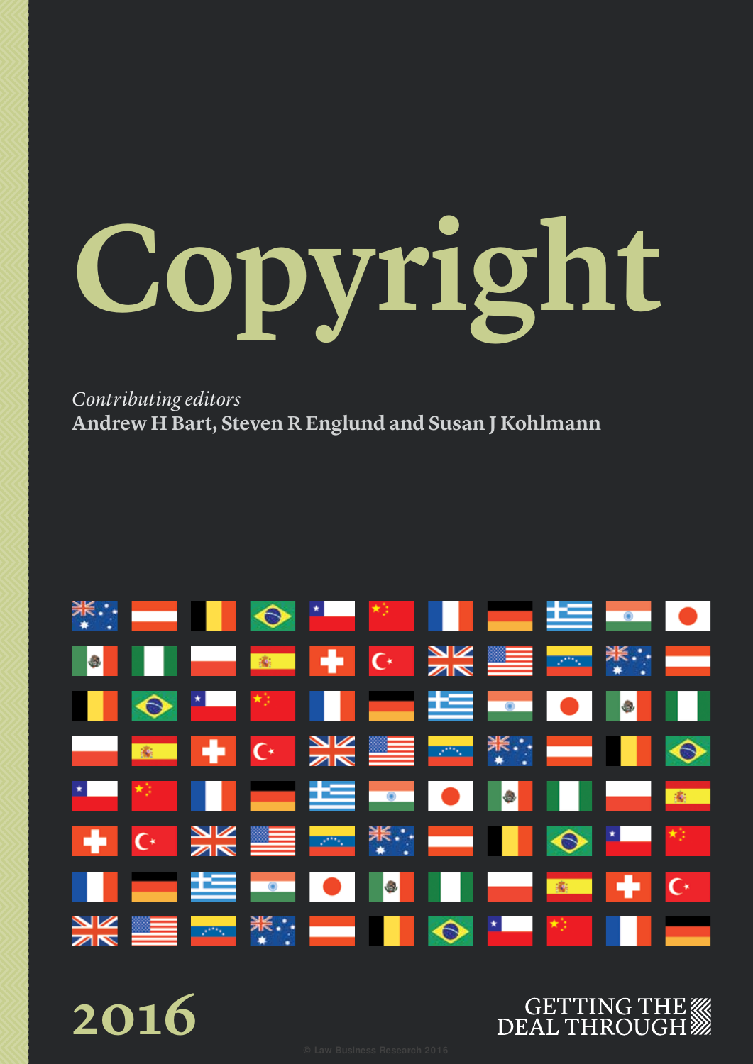# Copyright

*Contributing editors*
**Andrew H Bart, Steven R Englund and Susan J Kohlmann**

2016

GETTING THE DEAL THROUGH

© Law Business Research 2016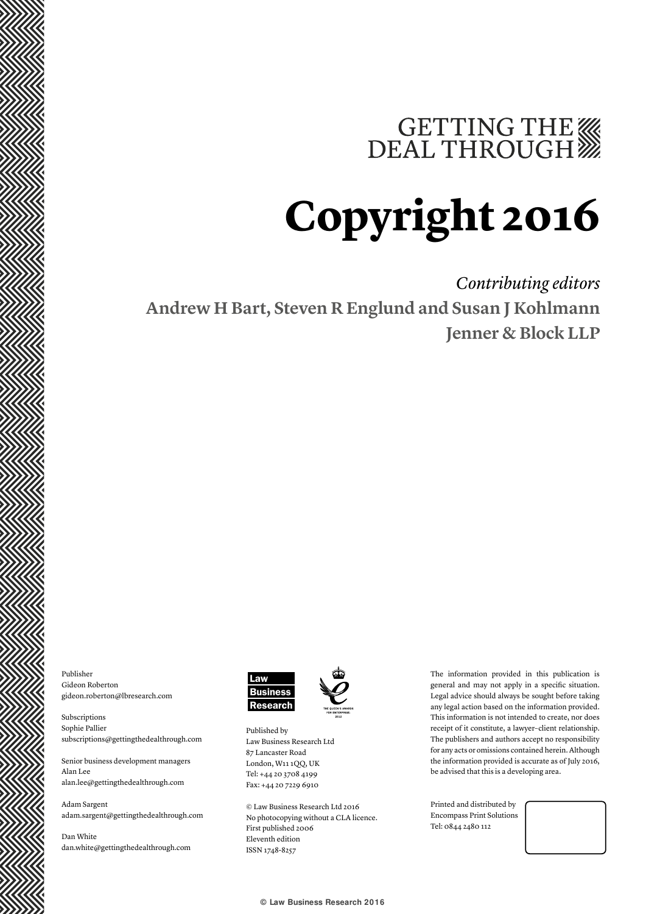GETTING THE DEAL THROUGH

# Copyright 2016

*Contributing editors*

**Andrew H Bart, Steven R Englund and Susan J Kohlmann**

**Jenner & Block LLP**

Publisher
Gideon Roberton
gideon.roberton@lbresearch.com

Subscriptions
Sophie Pallier
subscriptions@gettingthedealthrough.com

Senior business development managers
Alan Lee
alan.lee@gettingthedealthrough.com

Adam Sargent
adam.sargent@gettingthedealthrough.com

Dan White
dan.white@gettingthedealthrough.com

Law Business Research

THE QUEEN'S AWARDS FOR ENTERPRISE: 2012

Published by
Law Business Research Ltd
87 Lancaster Road
London, W11 1QQ, UK
Tel: +44 20 3708 4199
Fax: +44 20 7229 6910

© Law Business Research Ltd 2016
No photocopying without a CLA licence.
First published 2006
Eleventh edition
ISSN 1748-8257

The information provided in this publication is general and may not apply in a specific situation. Legal advice should always be sought before taking any legal action based on the information provided. This information is not intended to create, nor does receipt of it constitute, a lawyer–client relationship. The publishers and authors accept no responsibility for any acts or omissions contained herein. Although the information provided is accurate as of July 2016, be advised that this is a developing area.

Printed and distributed by
Encompass Print Solutions
Tel: 0844 2480 112

© Law Business Research 2016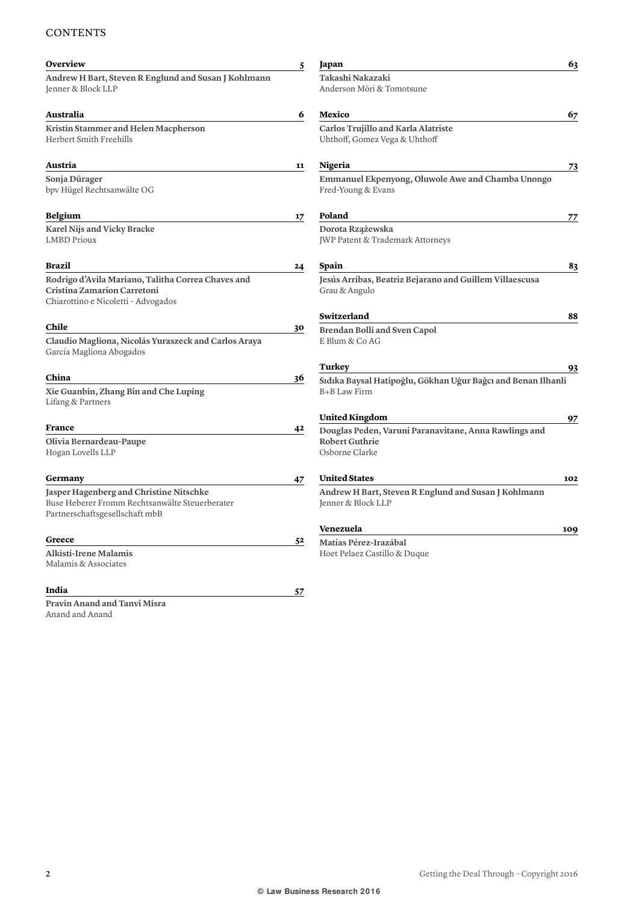# CONTENTS

**Overview** 5

**Andrew H Bart, Steven R Englund and Susan J Kohlmann**
Jenner & Block LLP

**Australia** 6

**Kristin Stammer and Helen Macpherson**
Herbert Smith Freehills

**Austria** 11

**Sonja Dürager**
bpv Hügel Rechtsanwälte OG

**Belgium** 17

**Karel Nijs and Vicky Bracke**
LMBD Prioux

**Brazil** 24

**Rodrigo d'Avila Mariano, Talitha Correa Chaves and Cristina Zamarion Carretoni**
Chiarottino e Nicoletti – Advogados

**Chile** 30

**Claudio Magliona, Nicolás Yuraszeck and Carlos Araya**
García Magliona Abogados

**China** 36

**Xie Guanbin, Zhang Bin and Che Luping**
Lifang & Partners

**France** 42

**Olivia Bernardeau-Paupe**
Hogan Lovells LLP

**Germany** 47

**Jasper Hagenberg and Christine Nitschke**
Buse Heberer Fromm Rechtsanwälte Steuerberater Partnerschaftsgesellschaft mbB

**Greece** 52

**Alkisti-Irene Malamis**
Malamis & Associates

**India** 57

**Pravin Anand and Tanvi Misra**
Anand and Anand

**Japan** 63

**Takashi Nakazaki**
Anderson Mōri & Tomotsune

**Mexico** 67

**Carlos Trujillo and Karla Alatriste**
Uhthoff, Gomez Vega & Uhthoff

**Nigeria** 73

**Emmanuel Ekpenyong, Oluwole Awe and Chamba Unongo**
Fred-Young & Evans

**Poland** 77

**Dorota Rzążewska**
JWP Patent & Trademark Attorneys

**Spain** 83

**Jesús Arribas, Beatriz Bejarano and Guillem Villaescusa**
Grau & Angulo

**Switzerland** 88

**Brendan Bolli and Sven Capol**
E Blum & Co AG

**Turkey** 93

**Sıdıka Baysal Hatipoğlu, Gökhan Uğur Bağcı and Benan Ilhanli**
B+B Law Firm

**United Kingdom** 97

**Douglas Peden, Varuni Paranavitane, Anna Rawlings and Robert Guthrie**
Osborne Clarke

**United States** 102

**Andrew H Bart, Steven R Englund and Susan J Kohlmann**
Jenner & Block LLP

**Venezuela** 109

**Matías Pérez-Irazábal**
Hoet Pelaez Castillo & Duque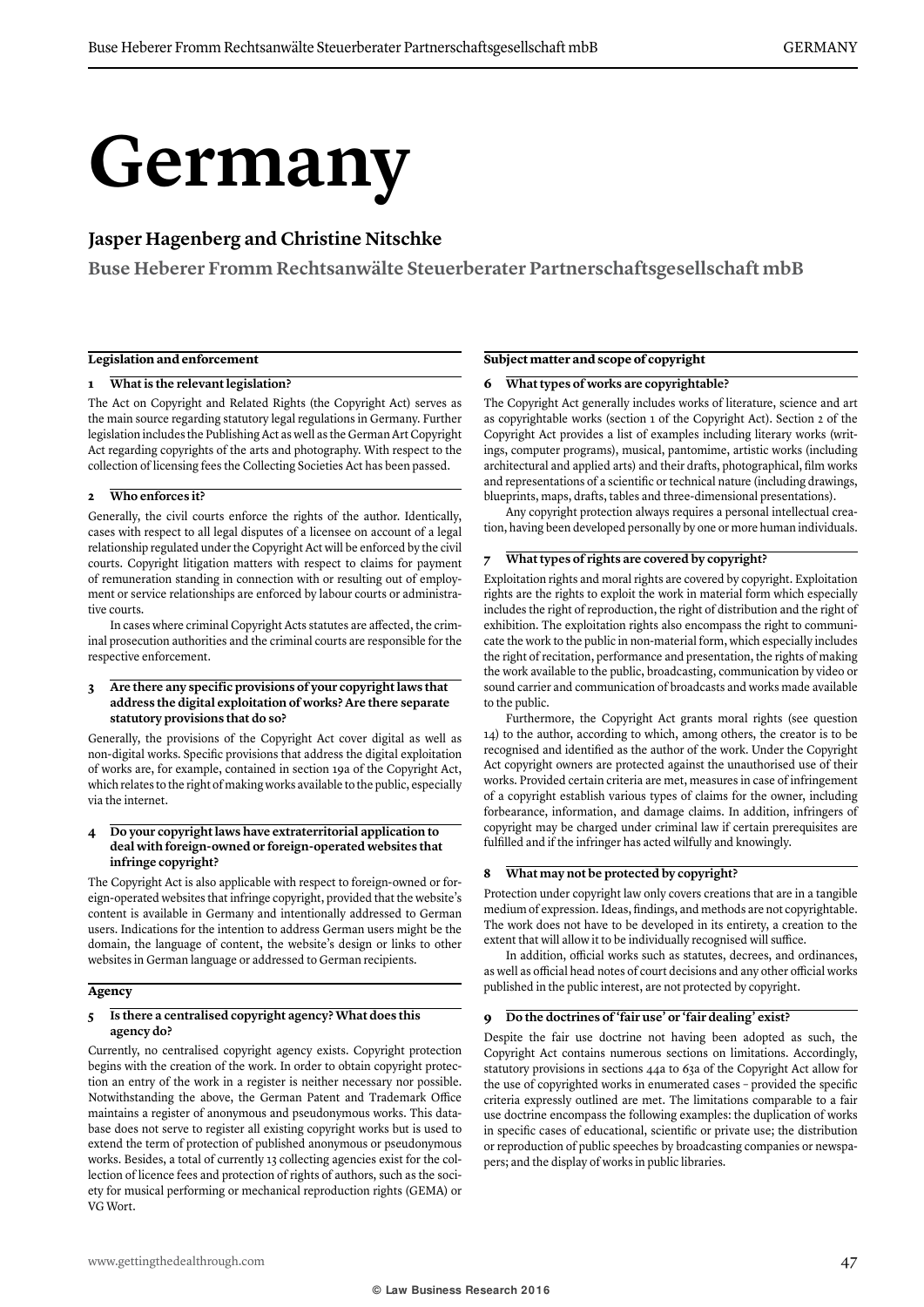# Germany

## Jasper Hagenberg and Christine Nitschke

**Buse Heberer Fromm Rechtsanwälte Steuerberater Partnerschaftsgesellschaft mbB**

### Legislation and enforcement

#### 1 What is the relevant legislation?

The Act on Copyright and Related Rights (the Copyright Act) serves as the main source regarding statutory legal regulations in Germany. Further legislation includes the Publishing Act as well as the German Art Copyright Act regarding copyrights of the arts and photography. With respect to the collection of licensing fees the Collecting Societies Act has been passed.

#### 2 Who enforces it?

Generally, the civil courts enforce the rights of the author. Identically, cases with respect to all legal disputes of a licensee on account of a legal relationship regulated under the Copyright Act will be enforced by the civil courts. Copyright litigation matters with respect to claims for payment of remuneration standing in connection with or resulting out of employment or service relationships are enforced by labour courts or administrative courts.

In cases where criminal Copyright Acts statutes are affected, the criminal prosecution authorities and the criminal courts are responsible for the respective enforcement.

#### 3 Are there any specific provisions of your copyright laws that address the digital exploitation of works? Are there separate statutory provisions that do so?

Generally, the provisions of the Copyright Act cover digital as well as non-digital works. Specific provisions that address the digital exploitation of works are, for example, contained in section 19a of the Copyright Act, which relates to the right of making works available to the public, especially via the internet.

#### 4 Do your copyright laws have extraterritorial application to deal with foreign-owned or foreign-operated websites that infringe copyright?

The Copyright Act is also applicable with respect to foreign-owned or foreign-operated websites that infringe copyright, provided that the website's content is available in Germany and intentionally addressed to German users. Indications for the intention to address German users might be the domain, the language of content, the website's design or links to other websites in German language or addressed to German recipients.

### Agency

#### 5 Is there a centralised copyright agency? What does this agency do?

Currently, no centralised copyright agency exists. Copyright protection begins with the creation of the work. In order to obtain copyright protection an entry of the work in a register is neither necessary nor possible. Notwithstanding the above, the German Patent and Trademark Office maintains a register of anonymous and pseudonymous works. This database does not serve to register all existing copyright works but is used to extend the term of protection of published anonymous or pseudonymous works. Besides, a total of currently 13 collecting agencies exist for the collection of licence fees and protection of rights of authors, such as the society for musical performing or mechanical reproduction rights (GEMA) or VG Wort.

### Subject matter and scope of copyright

#### 6 What types of works are copyrightable?

The Copyright Act generally includes works of literature, science and art as copyrightable works (section 1 of the Copyright Act). Section 2 of the Copyright Act provides a list of examples including literary works (writings, computer programs), musical, pantomime, artistic works (including architectural and applied arts) and their drafts, photographical, film works and representations of a scientific or technical nature (including drawings, blueprints, maps, drafts, tables and three-dimensional presentations).

Any copyright protection always requires a personal intellectual creation, having been developed personally by one or more human individuals.

#### 7 What types of rights are covered by copyright?

Exploitation rights and moral rights are covered by copyright. Exploitation rights are the rights to exploit the work in material form which especially includes the right of reproduction, the right of distribution and the right of exhibition. The exploitation rights also encompass the right to communicate the work to the public in non-material form, which especially includes the right of recitation, performance and presentation, the rights of making the work available to the public, broadcasting, communication by video or sound carrier and communication of broadcasts and works made available to the public.

Furthermore, the Copyright Act grants moral rights (see question 14) to the author, according to which, among others, the creator is to be recognised and identified as the author of the work. Under the Copyright Act copyright owners are protected against the unauthorised use of their works. Provided certain criteria are met, measures in case of infringement of a copyright establish various types of claims for the owner, including forbearance, information, and damage claims. In addition, infringers of copyright may be charged under criminal law if certain prerequisites are fulfilled and if the infringer has acted wilfully and knowingly.

#### 8 What may not be protected by copyright?

Protection under copyright law only covers creations that are in a tangible medium of expression. Ideas, findings, and methods are not copyrightable. The work does not have to be developed in its entirety, a creation to the extent that will allow it to be individually recognised will suffice.

In addition, official works such as statutes, decrees, and ordinances, as well as official head notes of court decisions and any other official works published in the public interest, are not protected by copyright.

#### 9 Do the doctrines of 'fair use' or 'fair dealing' exist?

Despite the fair use doctrine not having been adopted as such, the Copyright Act contains numerous sections on limitations. Accordingly, statutory provisions in sections 44a to 63a of the Copyright Act allow for the use of copyrighted works in enumerated cases – provided the specific criteria expressly outlined are met. The limitations comparable to a fair use doctrine encompass the following examples: the duplication of works in specific cases of educational, scientific or private use; the distribution or reproduction of public speeches by broadcasting companies or newspapers; and the display of works in public libraries.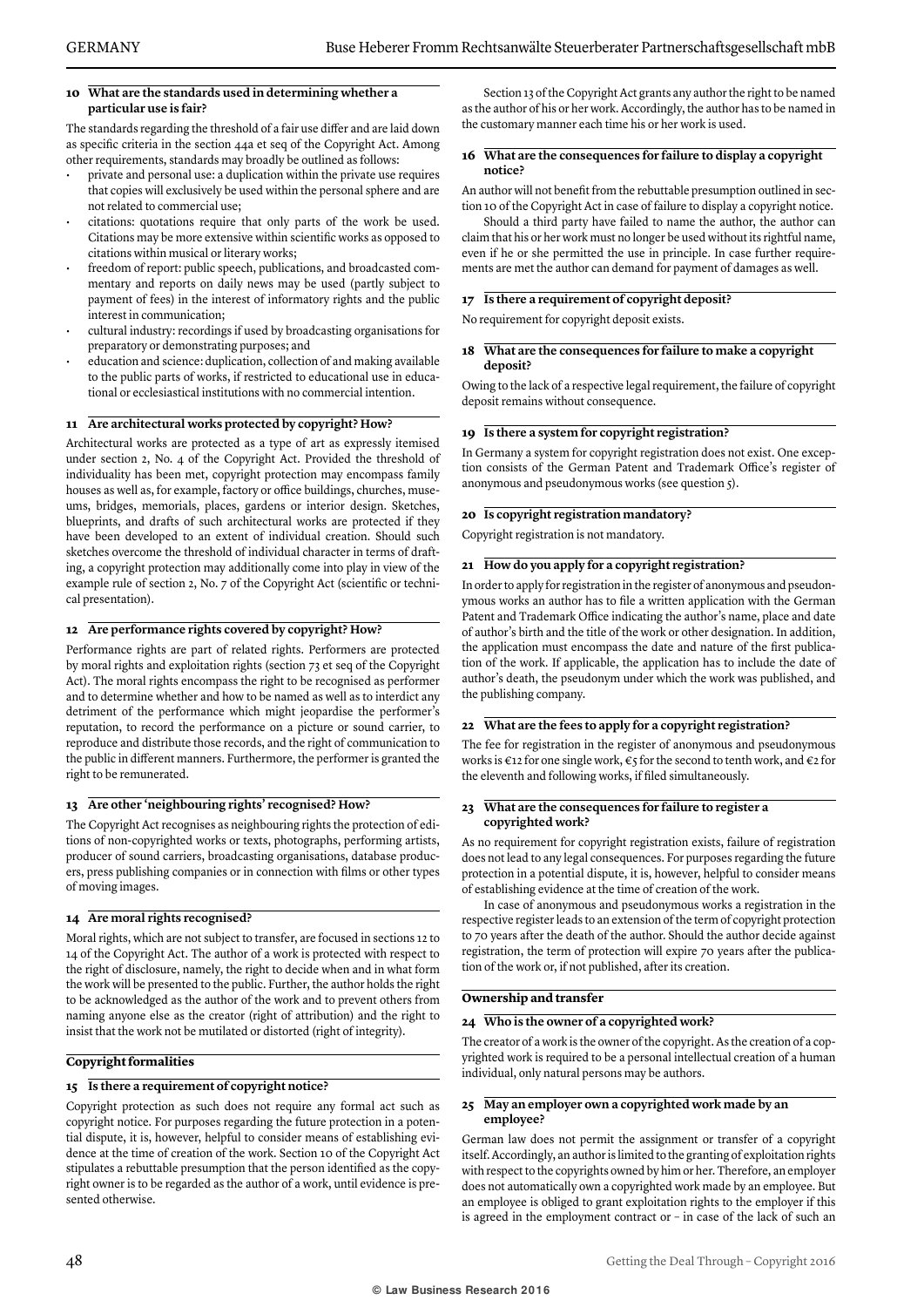### 10 What are the standards used in determining whether a particular use is fair?

The standards regarding the threshold of a fair use differ and are laid down as specific criteria in the section 44a et seq of the Copyright Act. Among other requirements, standards may broadly be outlined as follows:

- private and personal use: a duplication within the private use requires that copies will exclusively be used within the personal sphere and are not related to commercial use;
- citations: quotations require that only parts of the work be used. Citations may be more extensive within scientific works as opposed to citations within musical or literary works;
- freedom of report: public speech, publications, and broadcasted commentary and reports on daily news may be used (partly subject to payment of fees) in the interest of informatory rights and the public interest in communication;
- cultural industry: recordings if used by broadcasting organisations for preparatory or demonstrating purposes; and
- education and science: duplication, collection of and making available to the public parts of works, if restricted to educational use in educational or ecclesiastical institutions with no commercial intention.

### 11 Are architectural works protected by copyright? How?

Architectural works are protected as a type of art as expressly itemised under section 2, No. 4 of the Copyright Act. Provided the threshold of individuality has been met, copyright protection may encompass family houses as well as, for example, factory or office buildings, churches, museums, bridges, memorials, places, gardens or interior design. Sketches, blueprints, and drafts of such architectural works are protected if they have been developed to an extent of individual creation. Should such sketches overcome the threshold of individual character in terms of drafting, a copyright protection may additionally come into play in view of the example rule of section 2, No. 7 of the Copyright Act (scientific or technical presentation).

### 12 Are performance rights covered by copyright? How?

Performance rights are part of related rights. Performers are protected by moral rights and exploitation rights (section 73 et seq of the Copyright Act). The moral rights encompass the right to be recognised as performer and to determine whether and how to be named as well as to interdict any detriment of the performance which might jeopardise the performer's reputation, to record the performance on a picture or sound carrier, to reproduce and distribute those records, and the right of communication to the public in different manners. Furthermore, the performer is granted the right to be remunerated.

### 13 Are other 'neighbouring rights' recognised? How?

The Copyright Act recognises as neighbouring rights the protection of editions of non-copyrighted works or texts, photographs, performing artists, producer of sound carriers, broadcasting organisations, database producers, press publishing companies or in connection with films or other types of moving images.

### 14 Are moral rights recognised?

Moral rights, which are not subject to transfer, are focused in sections 12 to 14 of the Copyright Act. The author of a work is protected with respect to the right of disclosure, namely, the right to decide when and in what form the work will be presented to the public. Further, the author holds the right to be acknowledged as the author of the work and to prevent others from naming anyone else as the creator (right of attribution) and the right to insist that the work not be mutilated or distorted (right of integrity).

## Copyright formalities

### 15 Is there a requirement of copyright notice?

Copyright protection as such does not require any formal act such as copyright notice. For purposes regarding the future protection in a potential dispute, it is, however, helpful to consider means of establishing evidence at the time of creation of the work. Section 10 of the Copyright Act stipulates a rebuttable presumption that the person identified as the copyright owner is to be regarded as the author of a work, until evidence is presented otherwise.

Section 13 of the Copyright Act grants any author the right to be named as the author of his or her work. Accordingly, the author has to be named in the customary manner each time his or her work is used.

### 16 What are the consequences for failure to display a copyright notice?

An author will not benefit from the rebuttable presumption outlined in section 10 of the Copyright Act in case of failure to display a copyright notice.

Should a third party have failed to name the author, the author can claim that his or her work must no longer be used without its rightful name, even if he or she permitted the use in principle. In case further requirements are met the author can demand for payment of damages as well.

### 17 Is there a requirement of copyright deposit?

No requirement for copyright deposit exists.

### 18 What are the consequences for failure to make a copyright deposit?

Owing to the lack of a respective legal requirement, the failure of copyright deposit remains without consequence.

### 19 Is there a system for copyright registration?

In Germany a system for copyright registration does not exist. One exception consists of the German Patent and Trademark Office's register of anonymous and pseudonymous works (see question 5).

### 20 Is copyright registration mandatory?

Copyright registration is not mandatory.

### 21 How do you apply for a copyright registration?

In order to apply for registration in the register of anonymous and pseudonymous works an author has to file a written application with the German Patent and Trademark Office indicating the author's name, place and date of author's birth and the title of the work or other designation. In addition, the application must encompass the date and nature of the first publication of the work. If applicable, the application has to include the date of author's death, the pseudonym under which the work was published, and the publishing company.

### 22 What are the fees to apply for a copyright registration?

The fee for registration in the register of anonymous and pseudonymous works is €12 for one single work, €5 for the second to tenth work, and €2 for the eleventh and following works, if filed simultaneously.

### 23 What are the consequences for failure to register a copyrighted work?

As no requirement for copyright registration exists, failure of registration does not lead to any legal consequences. For purposes regarding the future protection in a potential dispute, it is, however, helpful to consider means of establishing evidence at the time of creation of the work.

In case of anonymous and pseudonymous works a registration in the respective register leads to an extension of the term of copyright protection to 70 years after the death of the author. Should the author decide against registration, the term of protection will expire 70 years after the publication of the work or, if not published, after its creation.

## Ownership and transfer

### 24 Who is the owner of a copyrighted work?

The creator of a work is the owner of the copyright. As the creation of a copyrighted work is required to be a personal intellectual creation of a human individual, only natural persons may be authors.

### 25 May an employer own a copyrighted work made by an employee?

German law does not permit the assignment or transfer of a copyright itself. Accordingly, an author is limited to the granting of exploitation rights with respect to the copyrights owned by him or her. Therefore, an employer does not automatically own a copyrighted work made by an employee. But an employee is obliged to grant exploitation rights to the employer if this is agreed in the employment contract or – in case of the lack of such an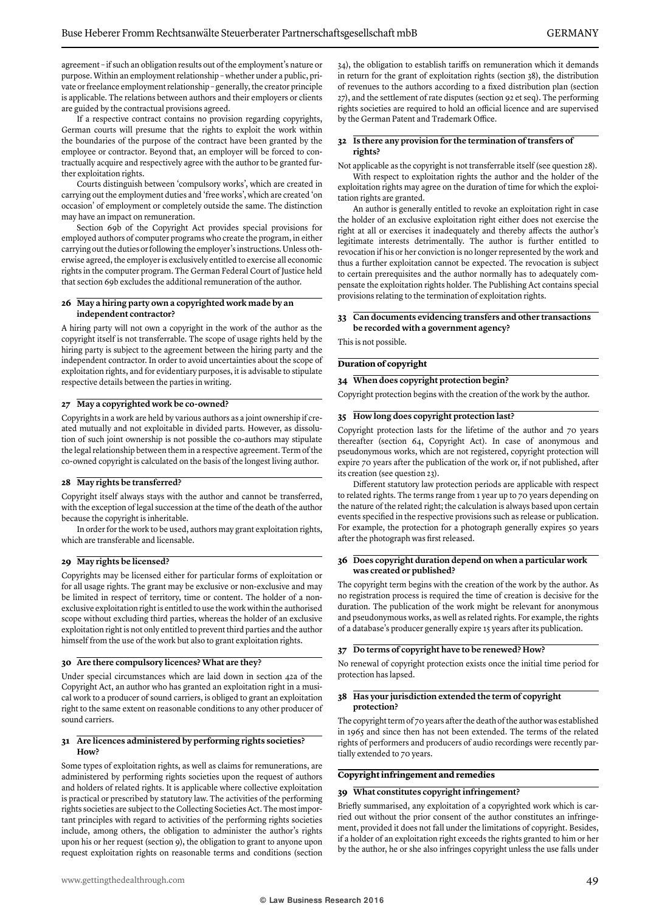agreement – if such an obligation results out of the employment's nature or purpose. Within an employment relationship – whether under a public, private or freelance employment relationship – generally, the creator principle is applicable. The relations between authors and their employers or clients are guided by the contractual provisions agreed.

If a respective contract contains no provision regarding copyrights, German courts will presume that the rights to exploit the work within the boundaries of the purpose of the contract have been granted by the employee or contractor. Beyond that, an employer will be forced to contractually acquire and respectively agree with the author to be granted further exploitation rights.

Courts distinguish between 'compulsory works', which are created in carrying out the employment duties and 'free works', which are created 'on occasion' of employment or completely outside the same. The distinction may have an impact on remuneration.

Section 69b of the Copyright Act provides special provisions for employed authors of computer programs who create the program, in either carrying out the duties or following the employer's instructions. Unless otherwise agreed, the employer is exclusively entitled to exercise all economic rights in the computer program. The German Federal Court of Justice held that section 69b excludes the additional remuneration of the author.

### 26 May a hiring party own a copyrighted work made by an independent contractor?

A hiring party will not own a copyright in the work of the author as the copyright itself is not transferrable. The scope of usage rights held by the hiring party is subject to the agreement between the hiring party and the independent contractor. In order to avoid uncertainties about the scope of exploitation rights, and for evidentiary purposes, it is advisable to stipulate respective details between the parties in writing.

### 27 May a copyrighted work be co-owned?

Copyrights in a work are held by various authors as a joint ownership if created mutually and not exploitable in divided parts. However, as dissolution of such joint ownership is not possible the co-authors may stipulate the legal relationship between them in a respective agreement. Term of the co-owned copyright is calculated on the basis of the longest living author.

### 28 May rights be transferred?

Copyright itself always stays with the author and cannot be transferred, with the exception of legal succession at the time of the death of the author because the copyright is inheritable.

In order for the work to be used, authors may grant exploitation rights, which are transferable and licensable.

### 29 May rights be licensed?

Copyrights may be licensed either for particular forms of exploitation or for all usage rights. The grant may be exclusive or non-exclusive and may be limited in respect of territory, time or content. The holder of a non-exclusive exploitation right is entitled to use the work within the authorised scope without excluding third parties, whereas the holder of an exclusive exploitation right is not only entitled to prevent third parties and the author himself from the use of the work but also to grant exploitation rights.

### 30 Are there compulsory licences? What are they?

Under special circumstances which are laid down in section 42a of the Copyright Act, an author who has granted an exploitation right in a musical work to a producer of sound carriers, is obliged to grant an exploitation right to the same extent on reasonable conditions to any other producer of sound carriers.

### 31 Are licences administered by performing rights societies? How?

Some types of exploitation rights, as well as claims for remunerations, are administered by performing rights societies upon the request of authors and holders of related rights. It is applicable where collective exploitation is practical or prescribed by statutory law. The activities of the performing rights societies are subject to the Collecting Societies Act. The most important principles with regard to activities of the performing rights societies include, among others, the obligation to administer the author's rights upon his or her request (section 9), the obligation to grant to anyone upon request exploitation rights on reasonable terms and conditions (section 34), the obligation to establish tariffs on remuneration which it demands in return for the grant of exploitation rights (section 38), the distribution of revenues to the authors according to a fixed distribution plan (section 27), and the settlement of rate disputes (section 92 et seq). The performing rights societies are required to hold an official licence and are supervised by the German Patent and Trademark Office.

### 32 Is there any provision for the termination of transfers of rights?

Not applicable as the copyright is not transferrable itself (see question 28).

With respect to exploitation rights the author and the holder of the exploitation rights may agree on the duration of time for which the exploitation rights are granted.

An author is generally entitled to revoke an exploitation right in case the holder of an exclusive exploitation right either does not exercise the right at all or exercises it inadequately and thereby affects the author's legitimate interests detrimentally. The author is further entitled to revocation if his or her conviction is no longer represented by the work and thus a further exploitation cannot be expected. The revocation is subject to certain prerequisites and the author normally has to adequately compensate the exploitation rights holder. The Publishing Act contains special provisions relating to the termination of exploitation rights.

### 33 Can documents evidencing transfers and other transactions be recorded with a government agency?

This is not possible.

## Duration of copyright

### 34 When does copyright protection begin?

Copyright protection begins with the creation of the work by the author.

### 35 How long does copyright protection last?

Copyright protection lasts for the lifetime of the author and 70 years thereafter (section 64, Copyright Act). In case of anonymous and pseudonymous works, which are not registered, copyright protection will expire 70 years after the publication of the work or, if not published, after its creation (see question 23).

Different statutory law protection periods are applicable with respect to related rights. The terms range from 1 year up to 70 years depending on the nature of the related right; the calculation is always based upon certain events specified in the respective provisions such as release or publication. For example, the protection for a photograph generally expires 50 years after the photograph was first released.

### 36 Does copyright duration depend on when a particular work was created or published?

The copyright term begins with the creation of the work by the author. As no registration process is required the time of creation is decisive for the duration. The publication of the work might be relevant for anonymous and pseudonymous works, as well as related rights. For example, the rights of a database's producer generally expire 15 years after its publication.

### 37 Do terms of copyright have to be renewed? How?

No renewal of copyright protection exists once the initial time period for protection has lapsed.

### 38 Has your jurisdiction extended the term of copyright protection?

The copyright term of 70 years after the death of the author was established in 1965 and since then has not been extended. The terms of the related rights of performers and producers of audio recordings were recently partially extended to 70 years.

## Copyright infringement and remedies

### 39 What constitutes copyright infringement?

Briefly summarised, any exploitation of a copyrighted work which is carried out without the prior consent of the author constitutes an infringement, provided it does not fall under the limitations of copyright. Besides, if a holder of an exploitation right exceeds the rights granted to him or her by the author, he or she also infringes copyright unless the use falls under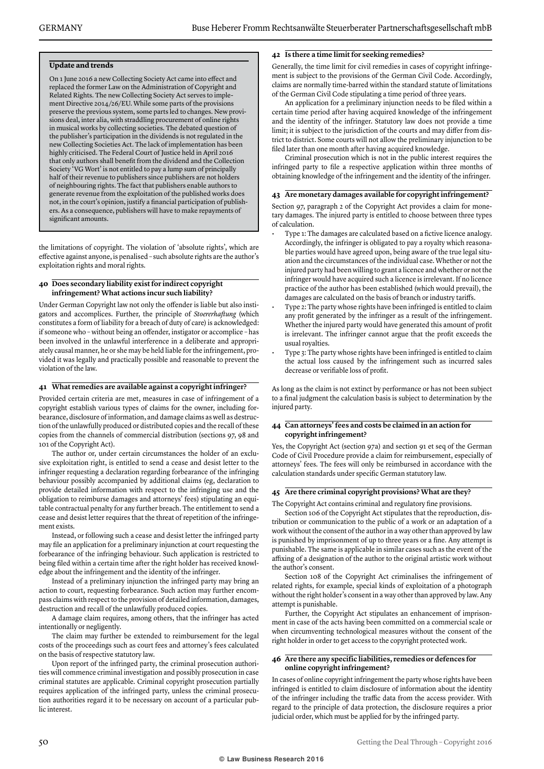**Update and trends**

On 1 June 2016 a new Collecting Society Act came into effect and replaced the former Law on the Administration of Copyright and Related Rights. The new Collecting Society Act serves to implement Directive 2014/26/EU. While some parts of the provisions preserve the previous system, some parts led to changes. New provisions deal, inter alia, with straddling procurement of online rights in musical works by collecting societies. The debated question of the publisher's participation in the dividends is not regulated in the new Collecting Societies Act. The lack of implementation has been highly criticised. The Federal Court of Justice held in April 2016 that only authors shall benefit from the dividend and the Collection Society 'VG Wort' is not entitled to pay a lump sum of principally half of their revenue to publishers since publishers are not holders of neighbouring rights. The fact that publishers enable authors to generate revenue from the exploitation of the published works does not, in the court's opinion, justify a financial participation of publishers. As a consequence, publishers will have to make repayments of significant amounts.

the limitations of copyright. The violation of 'absolute rights', which are effective against anyone, is penalised – such absolute rights are the author's exploitation rights and moral rights.

### 40 Does secondary liability exist for indirect copyright infringement? What actions incur such liability?

Under German Copyright law not only the offender is liable but also instigators and accomplices. Further, the principle of *Stoererhaftung* (which constitutes a form of liability for a breach of duty of care) is acknowledged: if someone who – without being an offender, instigator or accomplice – has been involved in the unlawful interference in a deliberate and appropriately causal manner, he or she may be held liable for the infringement, provided it was legally and practically possible and reasonable to prevent the violation of the law.

### 41 What remedies are available against a copyright infringer?

Provided certain criteria are met, measures in case of infringement of a copyright establish various types of claims for the owner, including forbearance, disclosure of information, and damage claims as well as destruction of the unlawfully produced or distributed copies and the recall of these copies from the channels of commercial distribution (sections 97, 98 and 101 of the Copyright Act).

The author or, under certain circumstances the holder of an exclusive exploitation right, is entitled to send a cease and desist letter to the infringer requesting a declaration regarding forbearance of the infringing behaviour possibly accompanied by additional claims (eg, declaration to provide detailed information with respect to the infringing use and the obligation to reimburse damages and attorneys' fees) stipulating an equitable contractual penalty for any further breach. The entitlement to send a cease and desist letter requires that the threat of repetition of the infringement exists.

Instead, or following such a cease and desist letter the infringed party may file an application for a preliminary injunction at court requesting the forbearance of the infringing behaviour. Such application is restricted to being filed within a certain time after the right holder has received knowledge about the infringement and the identity of the infringer.

Instead of a preliminary injunction the infringed party may bring an action to court, requesting forbearance. Such action may further encompass claims with respect to the provision of detailed information, damages, destruction and recall of the unlawfully produced copies.

A damage claim requires, among others, that the infringer has acted intentionally or negligently.

The claim may further be extended to reimbursement for the legal costs of the proceedings such as court fees and attorney's fees calculated on the basis of respective statutory law.

Upon report of the infringed party, the criminal prosecution authorities will commence criminal investigation and possibly prosecution in case criminal statutes are applicable. Criminal copyright prosecution partially requires application of the infringed party, unless the criminal prosecution authorities regard it to be necessary on account of a particular public interest.

### 42 Is there a time limit for seeking remedies?

Generally, the time limit for civil remedies in cases of copyright infringement is subject to the provisions of the German Civil Code. Accordingly, claims are normally time-barred within the standard statute of limitations of the German Civil Code stipulating a time period of three years.

An application for a preliminary injunction needs to be filed within a certain time period after having acquired knowledge of the infringement and the identity of the infringer. Statutory law does not provide a time limit; it is subject to the jurisdiction of the courts and may differ from district to district. Some courts will not allow the preliminary injunction to be filed later than one month after having acquired knowledge.

Criminal prosecution which is not in the public interest requires the infringed party to file a respective application within three months of obtaining knowledge of the infringement and the identity of the infringer.

### 43 Are monetary damages available for copyright infringement?

Section 97, paragraph 2 of the Copyright Act provides a claim for monetary damages. The injured party is entitled to choose between three types of calculation.

- Type 1: The damages are calculated based on a fictive licence analogy. Accordingly, the infringer is obligated to pay a royalty which reasonable parties would have agreed upon, being aware of the true legal situation and the circumstances of the individual case. Whether or not the injured party had been willing to grant a licence and whether or not the infringer would have acquired such a licence is irrelevant. If no licence practice of the author has been established (which would prevail), the damages are calculated on the basis of branch or industry tariffs.
- Type 2: The party whose rights have been infringed is entitled to claim any profit generated by the infringer as a result of the infringement. Whether the injured party would have generated this amount of profit is irrelevant. The infringer cannot argue that the profit exceeds the usual royalties.
- Type 3: The party whose rights have been infringed is entitled to claim the actual loss caused by the infringement such as incurred sales decrease or verifiable loss of profit.

As long as the claim is not extinct by performance or has not been subject to a final judgment the calculation basis is subject to determination by the injured party.

### 44 Can attorneys' fees and costs be claimed in an action for copyright infringement?

Yes, the Copyright Act (section 97a) and section 91 et seq of the German Code of Civil Procedure provide a claim for reimbursement, especially of attorneys' fees. The fees will only be reimbursed in accordance with the calculation standards under specific German statutory law.

### 45 Are there criminal copyright provisions? What are they?

The Copyright Act contains criminal and regulatory fine provisions.

Section 106 of the Copyright Act stipulates that the reproduction, distribution or communication to the public of a work or an adaptation of a work without the consent of the author in a way other than approved by law is punished by imprisonment of up to three years or a fine. Any attempt is punishable. The same is applicable in similar cases such as the event of the affixing of a designation of the author to the original artistic work without the author's consent.

Section 108 of the Copyright Act criminalises the infringement of related rights, for example, special kinds of exploitation of a photograph without the right holder's consent in a way other than approved by law. Any attempt is punishable.

Further, the Copyright Act stipulates an enhancement of imprisonment in case of the acts having been committed on a commercial scale or when circumventing technological measures without the consent of the right holder in order to get access to the copyright protected work.

### 46 Are there any specific liabilities, remedies or defences for online copyright infringement?

In cases of online copyright infringement the party whose rights have been infringed is entitled to claim disclosure of information about the identity of the infringer including the traffic data from the access provider. With regard to the principle of data protection, the disclosure requires a prior judicial order, which must be applied for by the infringed party.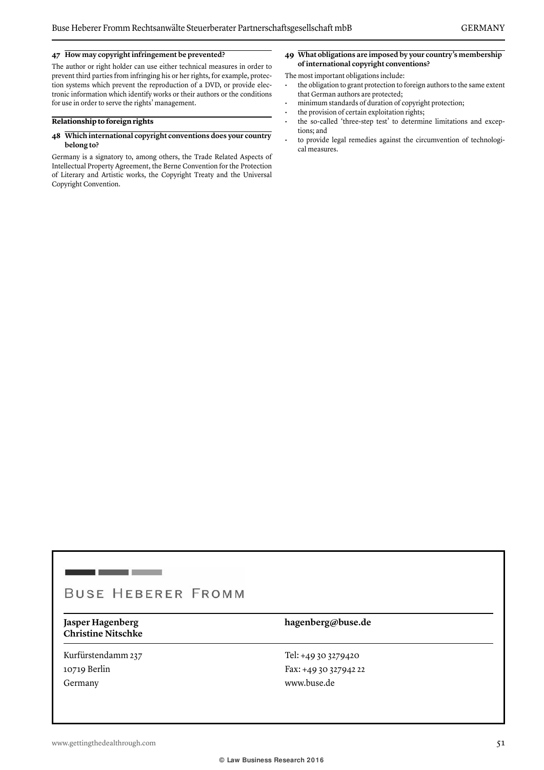### 47 How may copyright infringement be prevented?

The author or right holder can use either technical measures in order to prevent third parties from infringing his or her rights, for example, protection systems which prevent the reproduction of a DVD, or provide electronic information which identify works or their authors or the conditions for use in order to serve the rights' management.

## Relationship to foreign rights

### 48 Which international copyright conventions does your country belong to?

Germany is a signatory to, among others, the Trade Related Aspects of Intellectual Property Agreement, the Berne Convention for the Protection of Literary and Artistic works, the Copyright Treaty and the Universal Copyright Convention.

### 49 What obligations are imposed by your country's membership of international copyright conventions?

The most important obligations include:

- the obligation to grant protection to foreign authors to the same extent that German authors are protected;
- minimum standards of duration of copyright protection;
- the provision of certain exploitation rights;
- the so-called 'three-step test' to determine limitations and exceptions; and
- to provide legal remedies against the circumvention of technological measures.

---

**Buse Heberer Fromm**

**Jasper Hagenberg**
**Christine Nitschke**

**hagenberg@buse.de**

Kurfürstendamm 237
10719 Berlin
Germany

Tel: +49 30 3279420
Fax: +49 30 327942 22
www.buse.de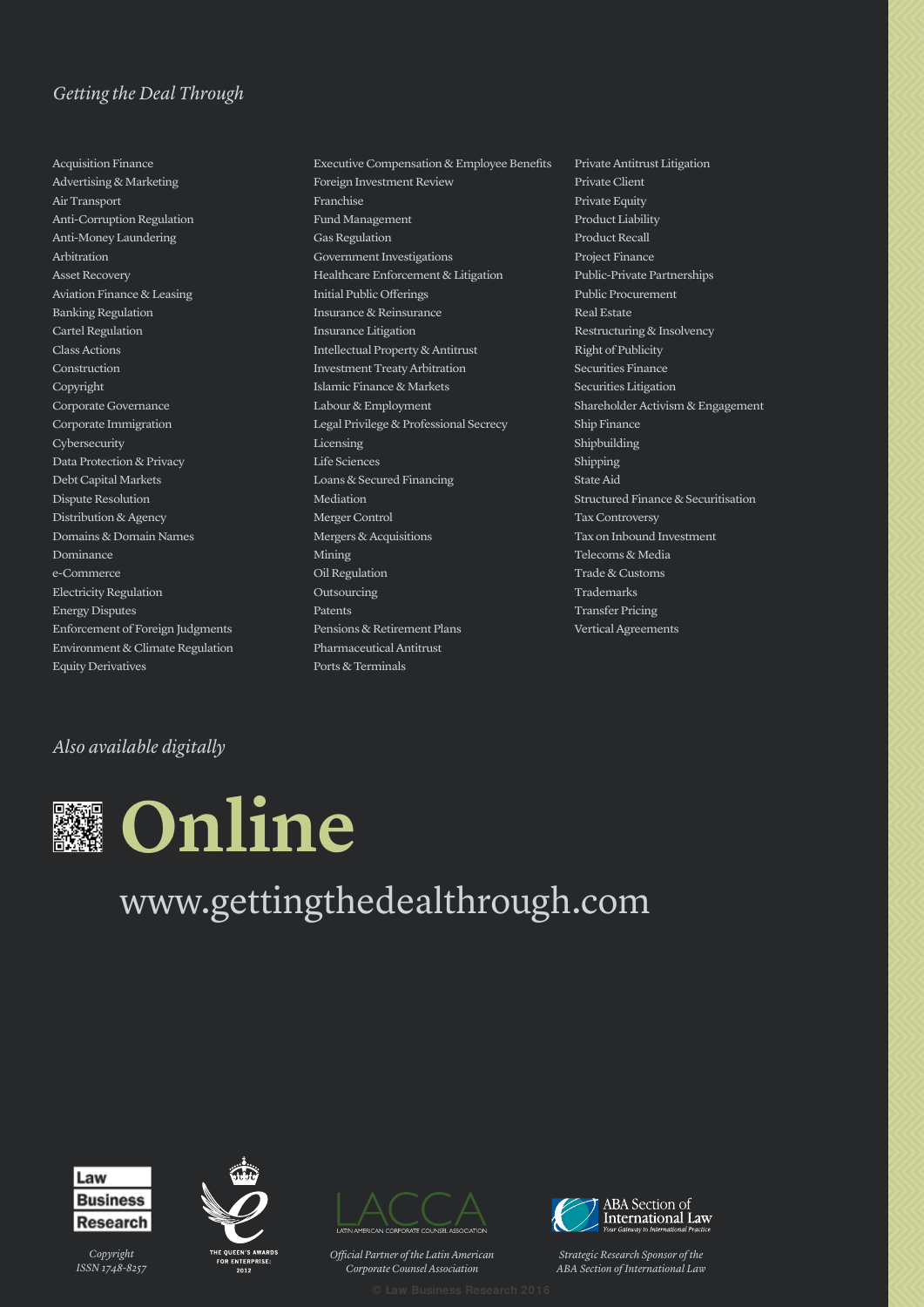*Getting the Deal Through*

Acquisition Finance
Advertising & Marketing
Air Transport
Anti-Corruption Regulation
Anti-Money Laundering
Arbitration
Asset Recovery
Aviation Finance & Leasing
Banking Regulation
Cartel Regulation
Class Actions
Construction
Copyright
Corporate Governance
Corporate Immigration
Cybersecurity
Data Protection & Privacy
Debt Capital Markets
Dispute Resolution
Distribution & Agency
Domains & Domain Names
Dominance
e-Commerce
Electricity Regulation
Energy Disputes
Enforcement of Foreign Judgments
Environment & Climate Regulation
Equity Derivatives
Executive Compensation & Employee Benefits
Foreign Investment Review
Franchise
Fund Management
Gas Regulation
Government Investigations
Healthcare Enforcement & Litigation
Initial Public Offerings
Insurance & Reinsurance
Insurance Litigation
Intellectual Property & Antitrust
Investment Treaty Arbitration
Islamic Finance & Markets
Labour & Employment
Legal Privilege & Professional Secrecy
Licensing
Life Sciences
Loans & Secured Financing
Mediation
Merger Control
Mergers & Acquisitions
Mining
Oil Regulation
Outsourcing
Patents
Pensions & Retirement Plans
Pharmaceutical Antitrust
Ports & Terminals
Private Antitrust Litigation
Private Client
Private Equity
Product Liability
Product Recall
Project Finance
Public-Private Partnerships
Public Procurement
Real Estate
Restructuring & Insolvency
Right of Publicity
Securities Finance
Securities Litigation
Shareholder Activism & Engagement
Ship Finance
Shipbuilding
Shipping
State Aid
Structured Finance & Securitisation
Tax Controversy
Tax on Inbound Investment
Telecoms & Media
Trade & Customs
Trademarks
Transfer Pricing
Vertical Agreements

*Also available digitally*

# Online

www.gettingthedealthrough.com

Law Business Research

*Copyright*
*ISSN 1748-8257*

THE QUEEN'S AWARDS FOR ENTERPRISE: 2012

LACCA
LATIN AMERICAN CORPORATE COUNSEL ASSOCIATION

*Official Partner of the Latin American Corporate Counsel Association*

ABA Section of International Law
Your Gateway to International Practice

*Strategic Research Sponsor of the ABA Section of International Law*

© Law Business Research 2016